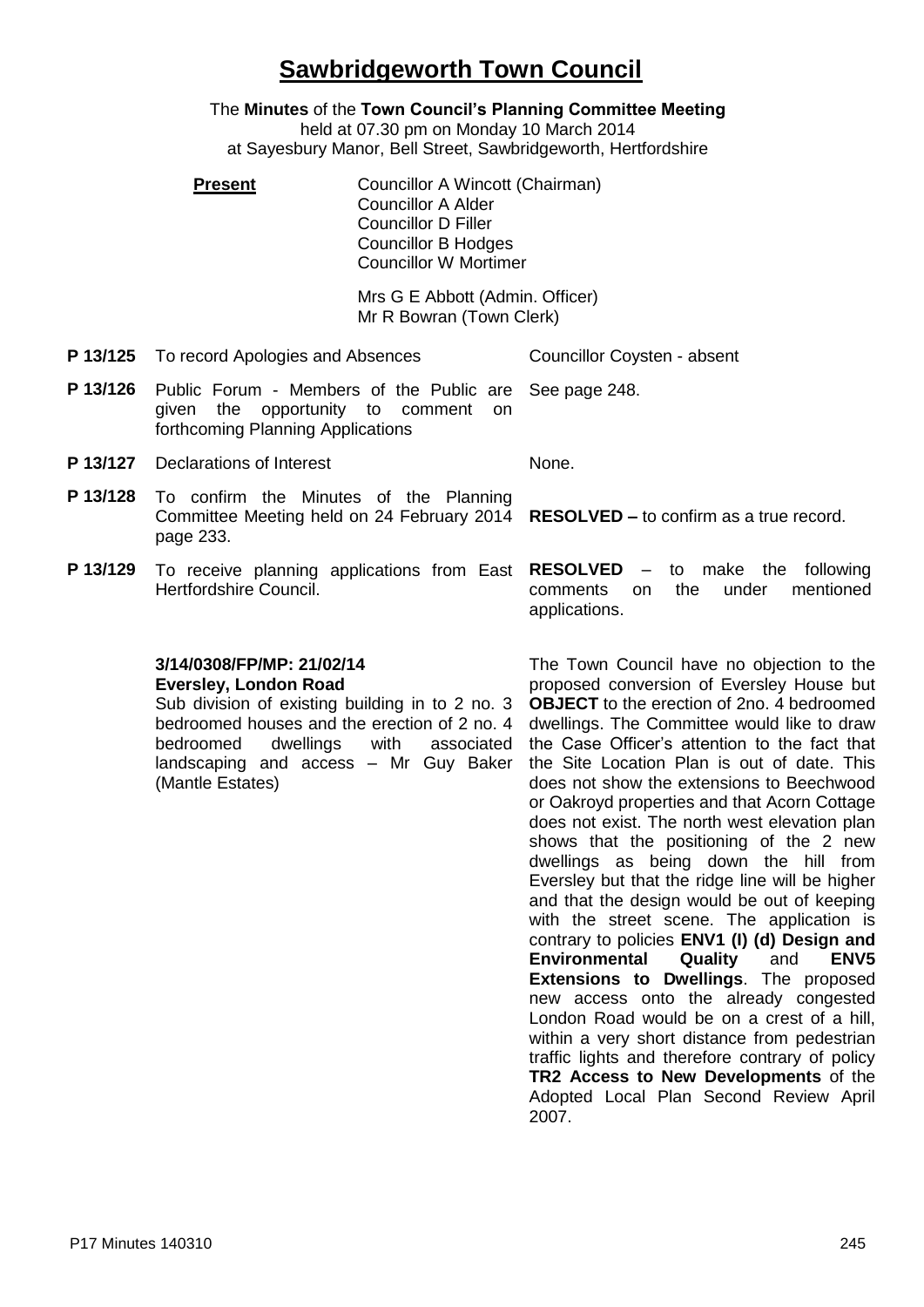# Sawbridgeworth Town Council

The **Minutes** of the **Town Council's Planning Committee Meeting**
held at 07.30 pm on Monday 10 March 2014
at Sayesbury Manor, Bell Street, Sawbridgeworth, Hertfordshire

**Present**

Councillor A Wincott (Chairman)
Councillor A Alder
Councillor D Filler
Councillor B Hodges
Councillor W Mortimer

Mrs G E Abbott (Admin. Officer)
Mr R Bowran (Town Clerk)

| | | |
|---|---|---|
| **P 13/125** | To record Apologies and Absences | Councillor Coysten - absent |
| **P 13/126** | Public Forum - Members of the Public are given the opportunity to comment on forthcoming Planning Applications | See page 248. |
| **P 13/127** | Declarations of Interest | None. |
| **P 13/128** | To confirm the Minutes of the Planning Committee Meeting held on 24 February 2014 page 233. | **RESOLVED –** to confirm as a true record. |
| **P 13/129** | To receive planning applications from East Hertfordshire Council. | **RESOLVED** – to make the following comments on the under mentioned applications. |
| | **3/14/0308/FP/MP: 21/02/14**<br>**Eversley, London Road**<br>Sub division of existing building in to 2 no. 3 bedroomed houses and the erection of 2 no. 4 bedroomed dwellings with associated landscaping and access – Mr Guy Baker (Mantle Estates) | The Town Council have no objection to the proposed conversion of Eversley House but **OBJECT** to the erection of 2no. 4 bedroomed dwellings. The Committee would like to draw the Case Officer's attention to the fact that the Site Location Plan is out of date. This does not show the extensions to Beechwood or Oakroyd properties and that Acorn Cottage does not exist. The north west elevation plan shows that the positioning of the 2 new dwellings as being down the hill from Eversley but that the ridge line will be higher and that the design would be out of keeping with the street scene. The application is contrary to policies **ENV1 (I) (d) Design and Environmental Quality** and **ENV5 Extensions to Dwellings**. The proposed new access onto the already congested London Road would be on a crest of a hill, within a very short distance from pedestrian traffic lights and therefore contrary of policy **TR2 Access to New Developments** of the Adopted Local Plan Second Review April 2007. |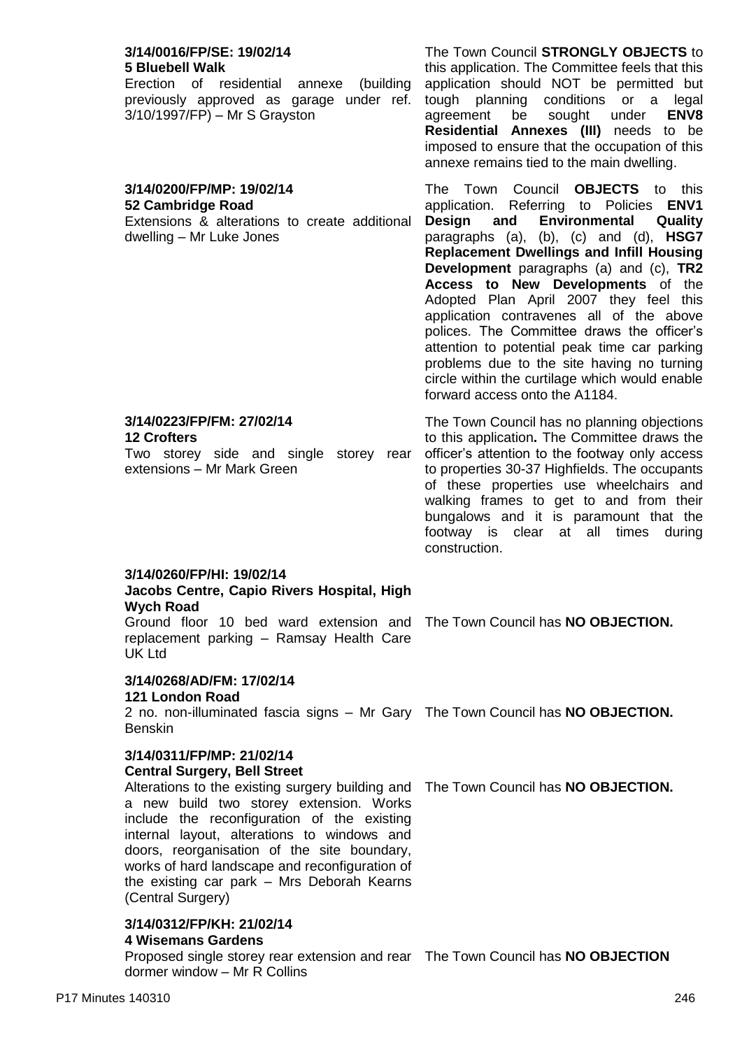| Application | Town Council Response |
|---|---|
| **3/14/0016/FP/SE: 19/02/14**<br>**5 Bluebell Walk**<br>Erection of residential annexe (building previously approved as garage under ref. 3/10/1997/FP) – Mr S Grayston | The Town Council **STRONGLY OBJECTS** to this application. The Committee feels that this application should NOT be permitted but tough planning conditions or a legal agreement be sought under **ENV8 Residential Annexes (III)** needs to be imposed to ensure that the occupation of this annexe remains tied to the main dwelling. |
| **3/14/0200/FP/MP: 19/02/14**<br>**52 Cambridge Road**<br>Extensions & alterations to create additional dwelling – Mr Luke Jones | The Town Council **OBJECTS** to this application. Referring to Policies **ENV1 Design and Environmental Quality** paragraphs (a), (b), (c) and (d), **HSG7 Replacement Dwellings and Infill Housing Development** paragraphs (a) and (c), **TR2 Access to New Developments** of the Adopted Plan April 2007 they feel this application contravenes all of the above polices. The Committee draws the officer's attention to potential peak time car parking problems due to the site having no turning circle within the curtilage which would enable forward access onto the A1184. |
| **3/14/0223/FP/FM: 27/02/14**<br>**12 Crofters**<br>Two storey side and single storey rear extensions – Mr Mark Green | The Town Council has no planning objections to this application**.** The Committee draws the officer's attention to the footway only access to properties 30-37 Highfields. The occupants of these properties use wheelchairs and walking frames to get to and from their bungalows and it is paramount that the footway is clear at all times during construction. |
| **3/14/0260/FP/HI: 19/02/14**<br>**Jacobs Centre, Capio Rivers Hospital, High Wych Road**<br>Ground floor 10 bed ward extension and replacement parking – Ramsay Health Care UK Ltd | The Town Council has **NO OBJECTION.** |
| **3/14/0268/AD/FM: 17/02/14**<br>**121 London Road**<br>2 no. non-illuminated fascia signs – Mr Gary Benskin | The Town Council has **NO OBJECTION.** |
| **3/14/0311/FP/MP: 21/02/14**<br>**Central Surgery, Bell Street**<br>Alterations to the existing surgery building and a new build two storey extension. Works include the reconfiguration of the existing internal layout, alterations to windows and doors, reorganisation of the site boundary, works of hard landscape and reconfiguration of the existing car park – Mrs Deborah Kearns (Central Surgery) | The Town Council has **NO OBJECTION.** |
| **3/14/0312/FP/KH: 21/02/14**<br>**4 Wisemans Gardens**<br>Proposed single storey rear extension and rear dormer window – Mr R Collins | The Town Council has **NO OBJECTION** |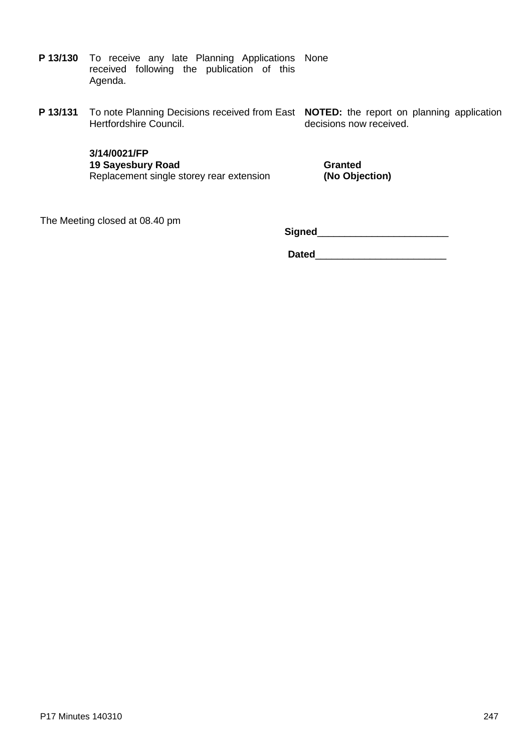| | | |
|---|---|---|
| **P 13/130** | To receive any late Planning Applications received following the publication of this Agenda. | None |
| **P 13/131** | To note Planning Decisions received from East Hertfordshire Council. | **NOTED:** the report on planning application decisions now received. |
| | **3/14/0021/FP**<br>**19 Sayesbury Road**<br>Replacement single storey rear extension | **Granted**<br>**(No Objection)** |

The Meeting closed at 08.40 pm

**Signed**________________________

**Dated**________________________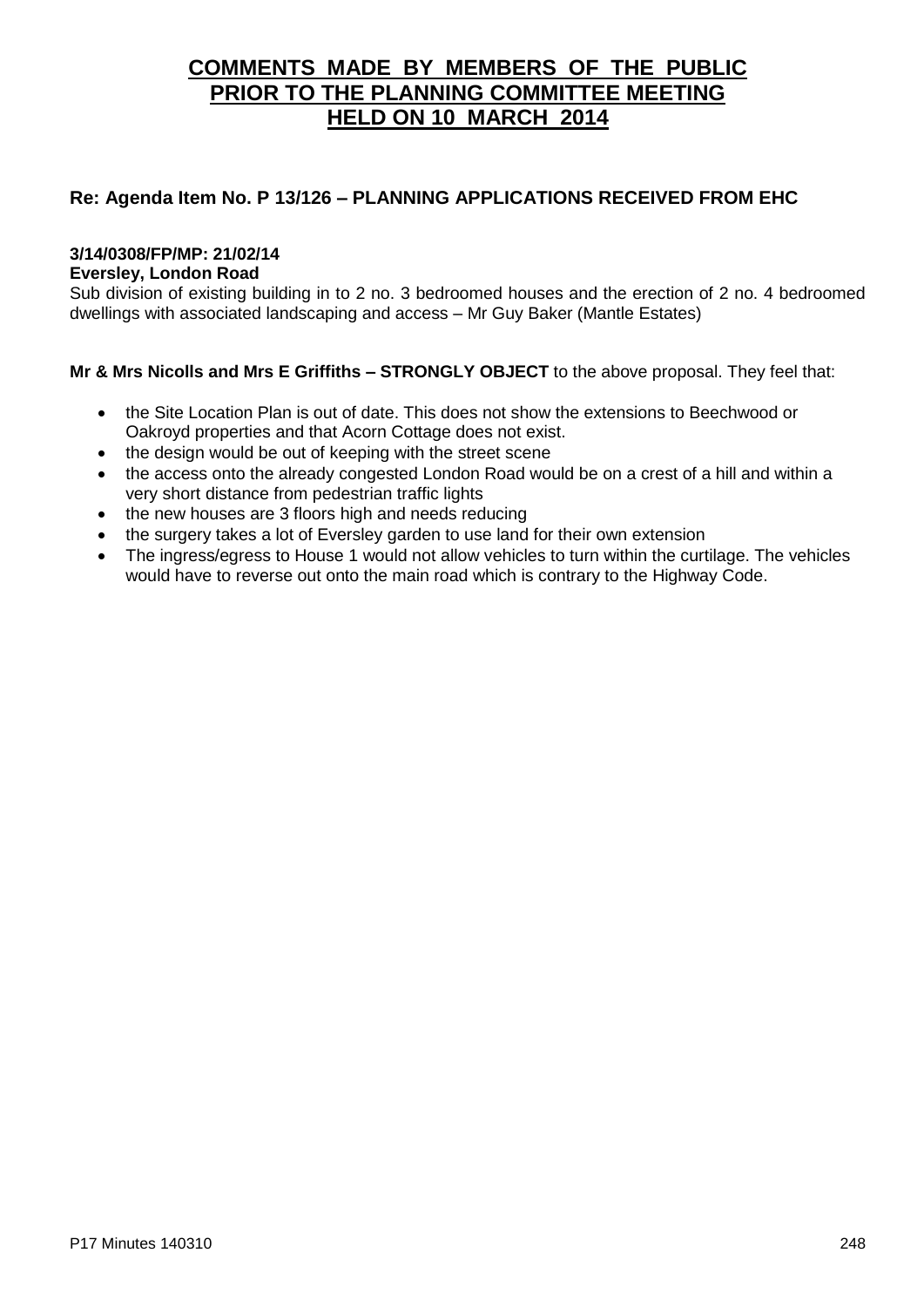# COMMENTS MADE BY MEMBERS OF THE PUBLIC PRIOR TO THE PLANNING COMMITTEE MEETING HELD ON 10 MARCH 2014

## Re: Agenda Item No. P 13/126 – PLANNING APPLICATIONS RECEIVED FROM EHC

**3/14/0308/FP/MP: 21/02/14**
**Eversley, London Road**
Sub division of existing building in to 2 no. 3 bedroomed houses and the erection of 2 no. 4 bedroomed dwellings with associated landscaping and access – Mr Guy Baker (Mantle Estates)

**Mr & Mrs Nicolls and Mrs E Griffiths – STRONGLY OBJECT** to the above proposal. They feel that:

- the Site Location Plan is out of date. This does not show the extensions to Beechwood or Oakroyd properties and that Acorn Cottage does not exist.
- the design would be out of keeping with the street scene
- the access onto the already congested London Road would be on a crest of a hill and within a very short distance from pedestrian traffic lights
- the new houses are 3 floors high and needs reducing
- the surgery takes a lot of Eversley garden to use land for their own extension
- The ingress/egress to House 1 would not allow vehicles to turn within the curtilage. The vehicles would have to reverse out onto the main road which is contrary to the Highway Code.